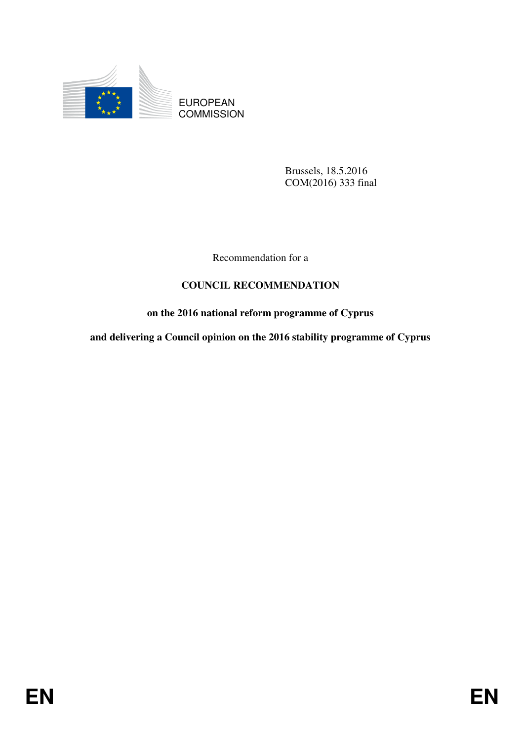EUROPEAN COMMISSION

Brussels, 18.5.2016
COM(2016) 333 final

Recommendation for a

# COUNCIL RECOMMENDATION

## on the 2016 national reform programme of Cyprus

## and delivering a Council opinion on the 2016 stability programme of Cyprus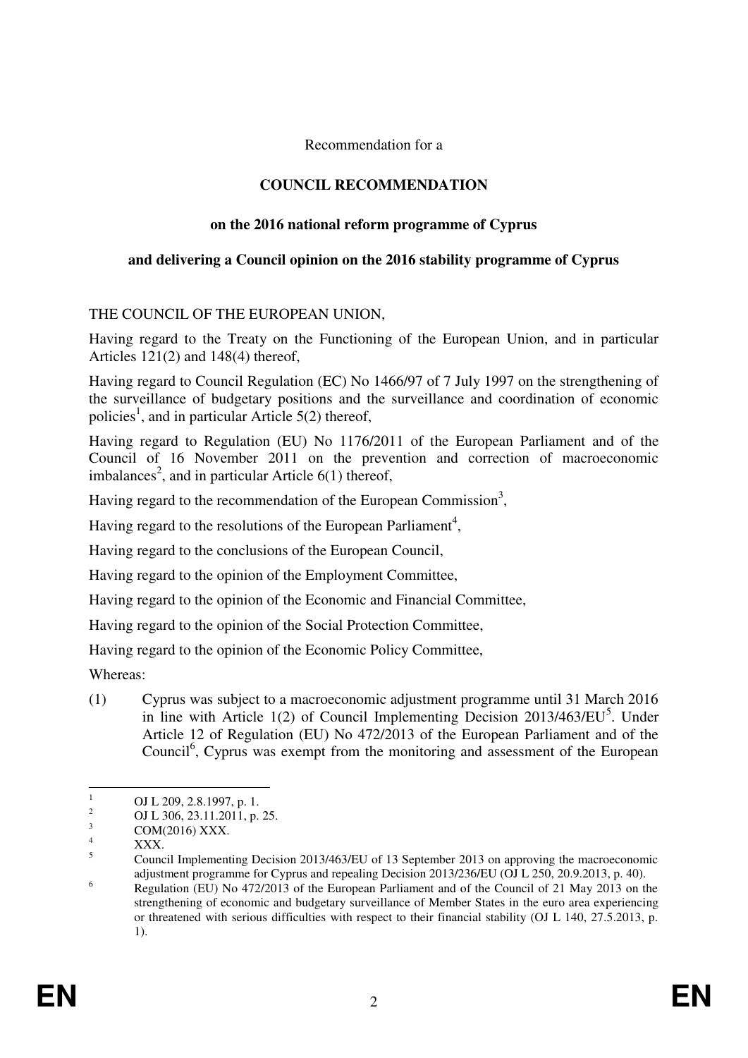Recommendation for a

# COUNCIL RECOMMENDATION

## on the 2016 national reform programme of Cyprus

## and delivering a Council opinion on the 2016 stability programme of Cyprus

THE COUNCIL OF THE EUROPEAN UNION,

Having regard to the Treaty on the Functioning of the European Union, and in particular Articles 121(2) and 148(4) thereof,

Having regard to Council Regulation (EC) No 1466/97 of 7 July 1997 on the strengthening of the surveillance of budgetary positions and the surveillance and coordination of economic policies[1], and in particular Article 5(2) thereof,

Having regard to Regulation (EU) No 1176/2011 of the European Parliament and of the Council of 16 November 2011 on the prevention and correction of macroeconomic imbalances[2], and in particular Article 6(1) thereof,

Having regard to the recommendation of the European Commission[3],

Having regard to the resolutions of the European Parliament[4],

Having regard to the conclusions of the European Council,

Having regard to the opinion of the Employment Committee,

Having regard to the opinion of the Economic and Financial Committee,

Having regard to the opinion of the Social Protection Committee,

Having regard to the opinion of the Economic Policy Committee,

Whereas:

(1) Cyprus was subject to a macroeconomic adjustment programme until 31 March 2016 in line with Article 1(2) of Council Implementing Decision 2013/463/EU[5]. Under Article 12 of Regulation (EU) No 472/2013 of the European Parliament and of the Council[6], Cyprus was exempt from the monitoring and assessment of the European

---

[1] OJ L 209, 2.8.1997, p. 1.

[2] OJ L 306, 23.11.2011, p. 25.

[3] COM(2016) XXX.

[4] XXX.

[5] Council Implementing Decision 2013/463/EU of 13 September 2013 on approving the macroeconomic adjustment programme for Cyprus and repealing Decision 2013/236/EU (OJ L 250, 20.9.2013, p. 40).

[6] Regulation (EU) No 472/2013 of the European Parliament and of the Council of 21 May 2013 on the strengthening of economic and budgetary surveillance of Member States in the euro area experiencing or threatened with serious difficulties with respect to their financial stability (OJ L 140, 27.5.2013, p. 1).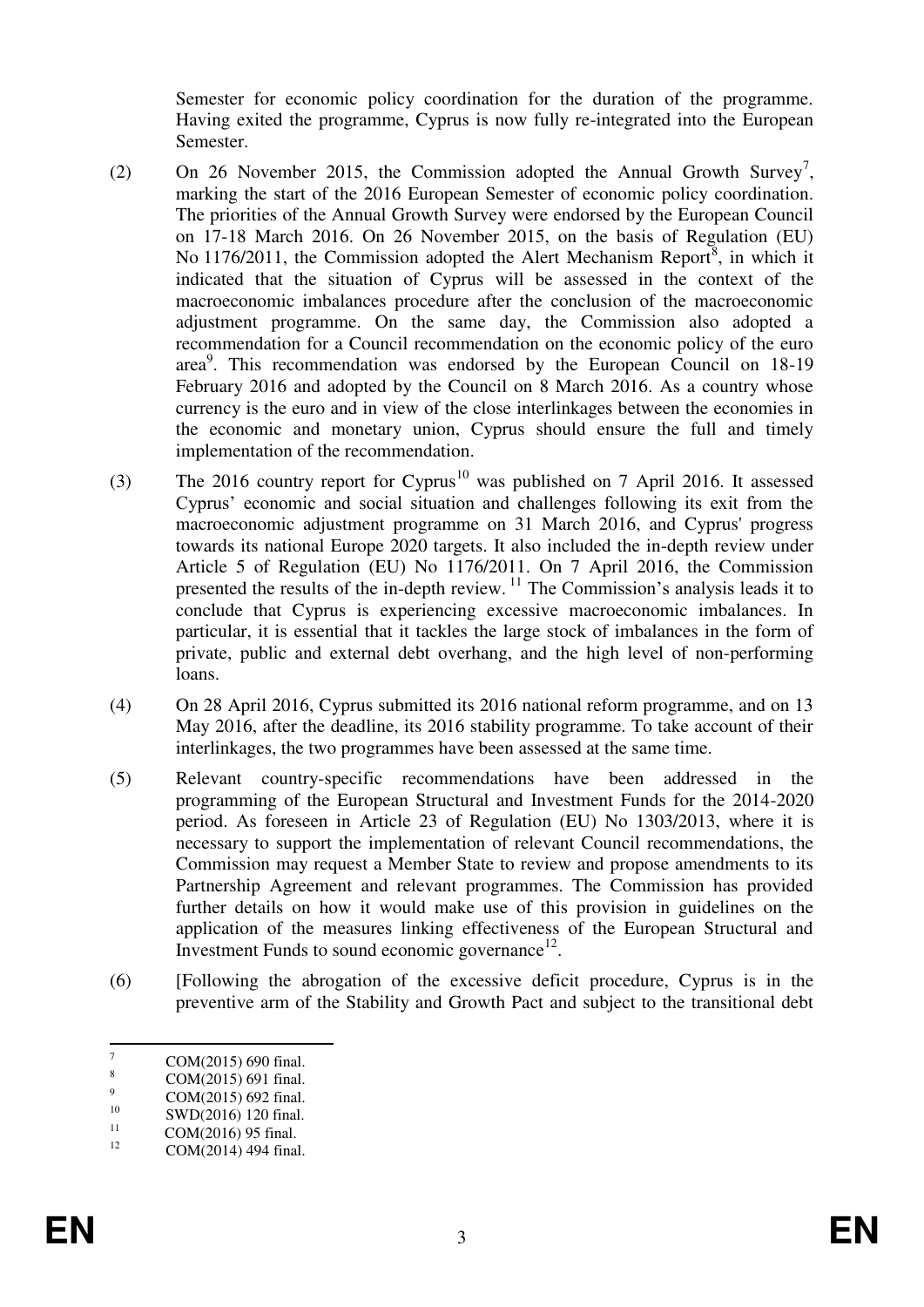Semester for economic policy coordination for the duration of the programme. Having exited the programme, Cyprus is now fully re-integrated into the European Semester.

(2) On 26 November 2015, the Commission adopted the Annual Growth Survey[7], marking the start of the 2016 European Semester of economic policy coordination. The priorities of the Annual Growth Survey were endorsed by the European Council on 17-18 March 2016. On 26 November 2015, on the basis of Regulation (EU) No 1176/2011, the Commission adopted the Alert Mechanism Report[8], in which it indicated that the situation of Cyprus will be assessed in the context of the macroeconomic imbalances procedure after the conclusion of the macroeconomic adjustment programme. On the same day, the Commission also adopted a recommendation for a Council recommendation on the economic policy of the euro area[9]. This recommendation was endorsed by the European Council on 18-19 February 2016 and adopted by the Council on 8 March 2016. As a country whose currency is the euro and in view of the close interlinkages between the economies in the economic and monetary union, Cyprus should ensure the full and timely implementation of the recommendation.

(3) The 2016 country report for Cyprus[10] was published on 7 April 2016. It assessed Cyprus' economic and social situation and challenges following its exit from the macroeconomic adjustment programme on 31 March 2016, and Cyprus' progress towards its national Europe 2020 targets. It also included the in-depth review under Article 5 of Regulation (EU) No 1176/2011. On 7 April 2016, the Commission presented the results of the in-depth review.[11] The Commission's analysis leads it to conclude that Cyprus is experiencing excessive macroeconomic imbalances. In particular, it is essential that it tackles the large stock of imbalances in the form of private, public and external debt overhang, and the high level of non-performing loans.

(4) On 28 April 2016, Cyprus submitted its 2016 national reform programme, and on 13 May 2016, after the deadline, its 2016 stability programme. To take account of their interlinkages, the two programmes have been assessed at the same time.

(5) Relevant country-specific recommendations have been addressed in the programming of the European Structural and Investment Funds for the 2014-2020 period. As foreseen in Article 23 of Regulation (EU) No 1303/2013, where it is necessary to support the implementation of relevant Council recommendations, the Commission may request a Member State to review and propose amendments to its Partnership Agreement and relevant programmes. The Commission has provided further details on how it would make use of this provision in guidelines on the application of the measures linking effectiveness of the European Structural and Investment Funds to sound economic governance[12].

(6) [Following the abrogation of the excessive deficit procedure, Cyprus is in the preventive arm of the Stability and Growth Pact and subject to the transitional debt

---

[7] COM(2015) 690 final.

[8] COM(2015) 691 final.

[9] COM(2015) 692 final.

[10] SWD(2016) 120 final.

[11] COM(2016) 95 final.

[12] COM(2014) 494 final.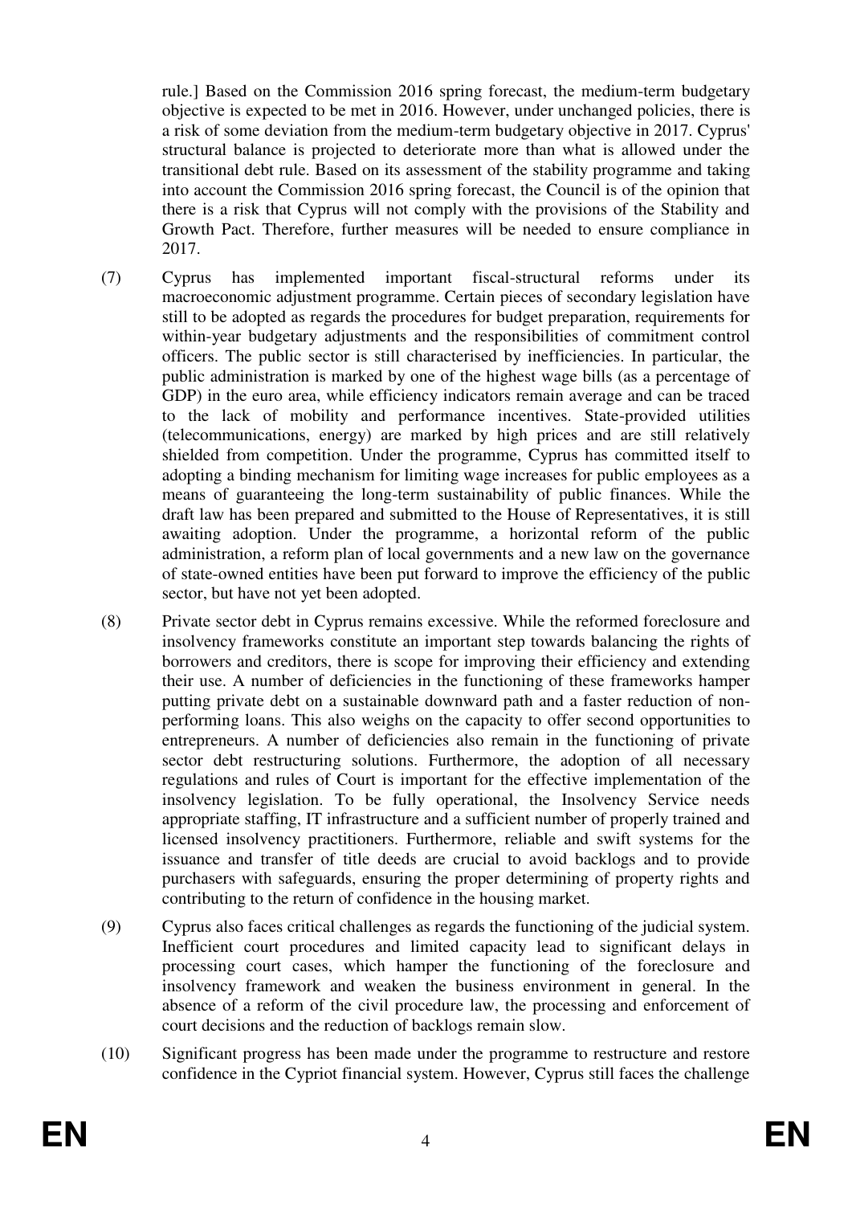rule.] Based on the Commission 2016 spring forecast, the medium-term budgetary objective is expected to be met in 2016. However, under unchanged policies, there is a risk of some deviation from the medium-term budgetary objective in 2017. Cyprus' structural balance is projected to deteriorate more than what is allowed under the transitional debt rule. Based on its assessment of the stability programme and taking into account the Commission 2016 spring forecast, the Council is of the opinion that there is a risk that Cyprus will not comply with the provisions of the Stability and Growth Pact. Therefore, further measures will be needed to ensure compliance in 2017.

(7) Cyprus has implemented important fiscal-structural reforms under its macroeconomic adjustment programme. Certain pieces of secondary legislation have still to be adopted as regards the procedures for budget preparation, requirements for within-year budgetary adjustments and the responsibilities of commitment control officers. The public sector is still characterised by inefficiencies. In particular, the public administration is marked by one of the highest wage bills (as a percentage of GDP) in the euro area, while efficiency indicators remain average and can be traced to the lack of mobility and performance incentives. State-provided utilities (telecommunications, energy) are marked by high prices and are still relatively shielded from competition. Under the programme, Cyprus has committed itself to adopting a binding mechanism for limiting wage increases for public employees as a means of guaranteeing the long-term sustainability of public finances. While the draft law has been prepared and submitted to the House of Representatives, it is still awaiting adoption. Under the programme, a horizontal reform of the public administration, a reform plan of local governments and a new law on the governance of state-owned entities have been put forward to improve the efficiency of the public sector, but have not yet been adopted.

(8) Private sector debt in Cyprus remains excessive. While the reformed foreclosure and insolvency frameworks constitute an important step towards balancing the rights of borrowers and creditors, there is scope for improving their efficiency and extending their use. A number of deficiencies in the functioning of these frameworks hamper putting private debt on a sustainable downward path and a faster reduction of non-performing loans. This also weighs on the capacity to offer second opportunities to entrepreneurs. A number of deficiencies also remain in the functioning of private sector debt restructuring solutions. Furthermore, the adoption of all necessary regulations and rules of Court is important for the effective implementation of the insolvency legislation. To be fully operational, the Insolvency Service needs appropriate staffing, IT infrastructure and a sufficient number of properly trained and licensed insolvency practitioners. Furthermore, reliable and swift systems for the issuance and transfer of title deeds are crucial to avoid backlogs and to provide purchasers with safeguards, ensuring the proper determining of property rights and contributing to the return of confidence in the housing market.

(9) Cyprus also faces critical challenges as regards the functioning of the judicial system. Inefficient court procedures and limited capacity lead to significant delays in processing court cases, which hamper the functioning of the foreclosure and insolvency framework and weaken the business environment in general. In the absence of a reform of the civil procedure law, the processing and enforcement of court decisions and the reduction of backlogs remain slow.

(10) Significant progress has been made under the programme to restructure and restore confidence in the Cypriot financial system. However, Cyprus still faces the challenge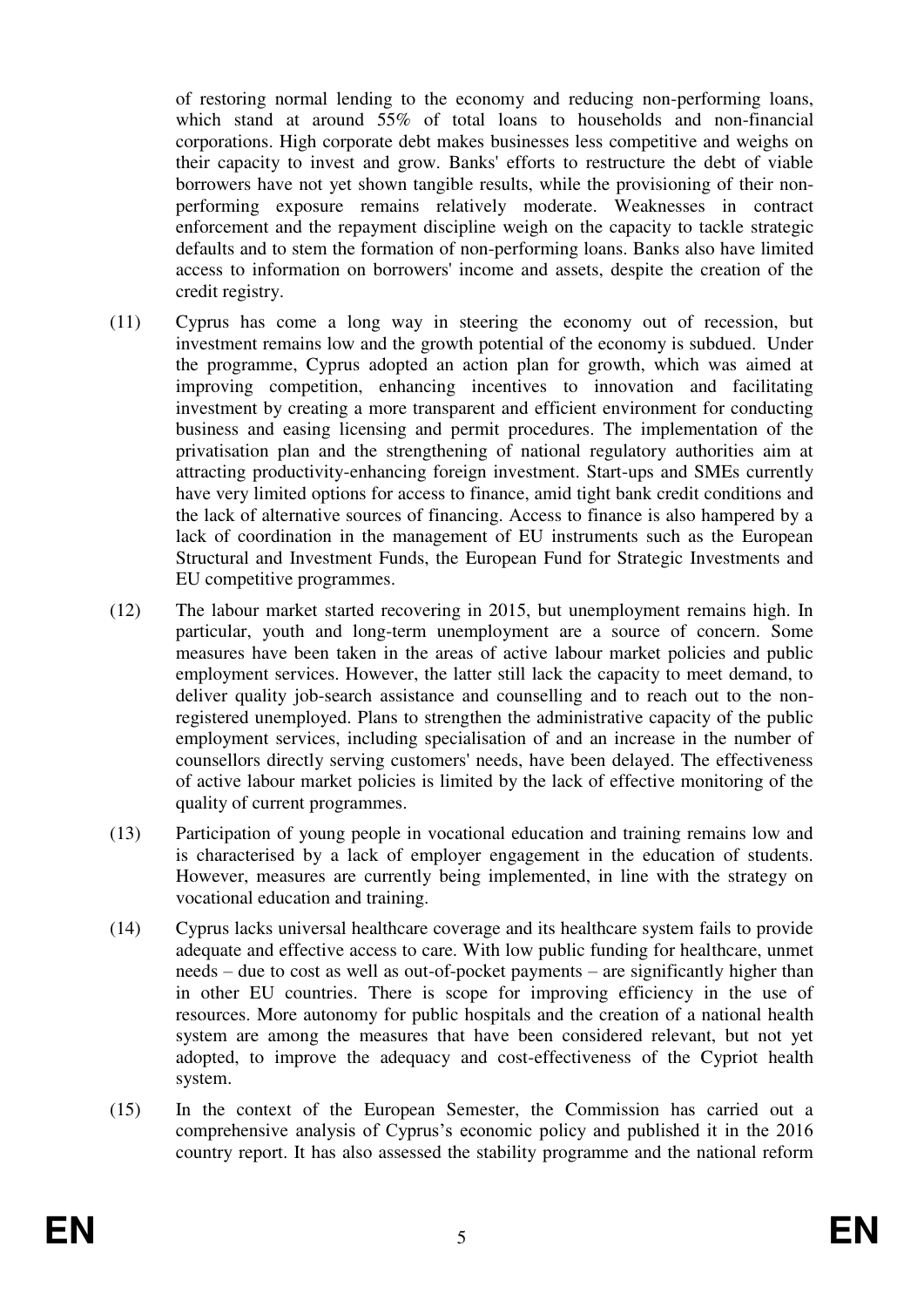of restoring normal lending to the economy and reducing non-performing loans, which stand at around 55% of total loans to households and non-financial corporations. High corporate debt makes businesses less competitive and weighs on their capacity to invest and grow. Banks' efforts to restructure the debt of viable borrowers have not yet shown tangible results, while the provisioning of their non-performing exposure remains relatively moderate. Weaknesses in contract enforcement and the repayment discipline weigh on the capacity to tackle strategic defaults and to stem the formation of non-performing loans. Banks also have limited access to information on borrowers' income and assets, despite the creation of the credit registry.

(11) Cyprus has come a long way in steering the economy out of recession, but investment remains low and the growth potential of the economy is subdued. Under the programme, Cyprus adopted an action plan for growth, which was aimed at improving competition, enhancing incentives to innovation and facilitating investment by creating a more transparent and efficient environment for conducting business and easing licensing and permit procedures. The implementation of the privatisation plan and the strengthening of national regulatory authorities aim at attracting productivity-enhancing foreign investment. Start-ups and SMEs currently have very limited options for access to finance, amid tight bank credit conditions and the lack of alternative sources of financing. Access to finance is also hampered by a lack of coordination in the management of EU instruments such as the European Structural and Investment Funds, the European Fund for Strategic Investments and EU competitive programmes.

(12) The labour market started recovering in 2015, but unemployment remains high. In particular, youth and long-term unemployment are a source of concern. Some measures have been taken in the areas of active labour market policies and public employment services. However, the latter still lack the capacity to meet demand, to deliver quality job-search assistance and counselling and to reach out to the non-registered unemployed. Plans to strengthen the administrative capacity of the public employment services, including specialisation of and an increase in the number of counsellors directly serving customers' needs, have been delayed. The effectiveness of active labour market policies is limited by the lack of effective monitoring of the quality of current programmes.

(13) Participation of young people in vocational education and training remains low and is characterised by a lack of employer engagement in the education of students. However, measures are currently being implemented, in line with the strategy on vocational education and training.

(14) Cyprus lacks universal healthcare coverage and its healthcare system fails to provide adequate and effective access to care. With low public funding for healthcare, unmet needs – due to cost as well as out-of-pocket payments – are significantly higher than in other EU countries. There is scope for improving efficiency in the use of resources. More autonomy for public hospitals and the creation of a national health system are among the measures that have been considered relevant, but not yet adopted, to improve the adequacy and cost-effectiveness of the Cypriot health system.

(15) In the context of the European Semester, the Commission has carried out a comprehensive analysis of Cyprus's economic policy and published it in the 2016 country report. It has also assessed the stability programme and the national reform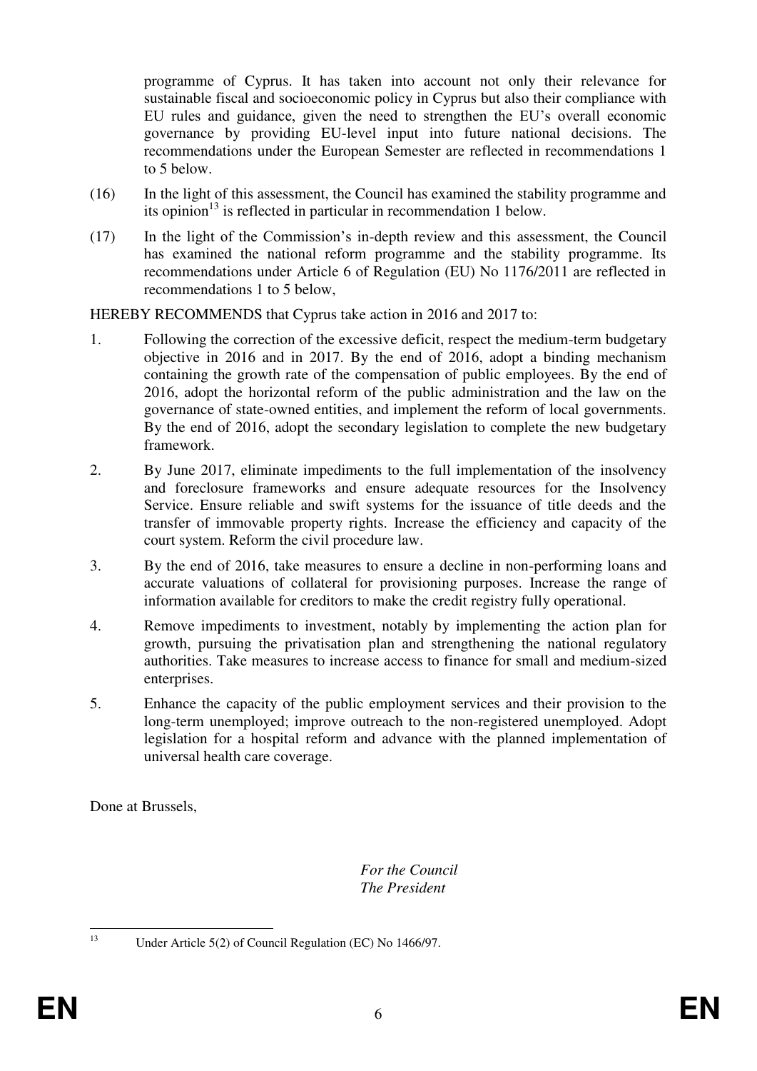programme of Cyprus. It has taken into account not only their relevance for sustainable fiscal and socioeconomic policy in Cyprus but also their compliance with EU rules and guidance, given the need to strengthen the EU's overall economic governance by providing EU-level input into future national decisions. The recommendations under the European Semester are reflected in recommendations 1 to 5 below.

(16) In the light of this assessment, the Council has examined the stability programme and its opinion[13] is reflected in particular in recommendation 1 below.

(17) In the light of the Commission's in-depth review and this assessment, the Council has examined the national reform programme and the stability programme. Its recommendations under Article 6 of Regulation (EU) No 1176/2011 are reflected in recommendations 1 to 5 below,

HEREBY RECOMMENDS that Cyprus take action in 2016 and 2017 to:

1. Following the correction of the excessive deficit, respect the medium-term budgetary objective in 2016 and in 2017. By the end of 2016, adopt a binding mechanism containing the growth rate of the compensation of public employees. By the end of 2016, adopt the horizontal reform of the public administration and the law on the governance of state-owned entities, and implement the reform of local governments. By the end of 2016, adopt the secondary legislation to complete the new budgetary framework.

2. By June 2017, eliminate impediments to the full implementation of the insolvency and foreclosure frameworks and ensure adequate resources for the Insolvency Service. Ensure reliable and swift systems for the issuance of title deeds and the transfer of immovable property rights. Increase the efficiency and capacity of the court system. Reform the civil procedure law.

3. By the end of 2016, take measures to ensure a decline in non-performing loans and accurate valuations of collateral for provisioning purposes. Increase the range of information available for creditors to make the credit registry fully operational.

4. Remove impediments to investment, notably by implementing the action plan for growth, pursuing the privatisation plan and strengthening the national regulatory authorities. Take measures to increase access to finance for small and medium-sized enterprises.

5. Enhance the capacity of the public employment services and their provision to the long-term unemployed; improve outreach to the non-registered unemployed. Adopt legislation for a hospital reform and advance with the planned implementation of universal health care coverage.

Done at Brussels,

*For the Council*
*The President*

---

[13] Under Article 5(2) of Council Regulation (EC) No 1466/97.